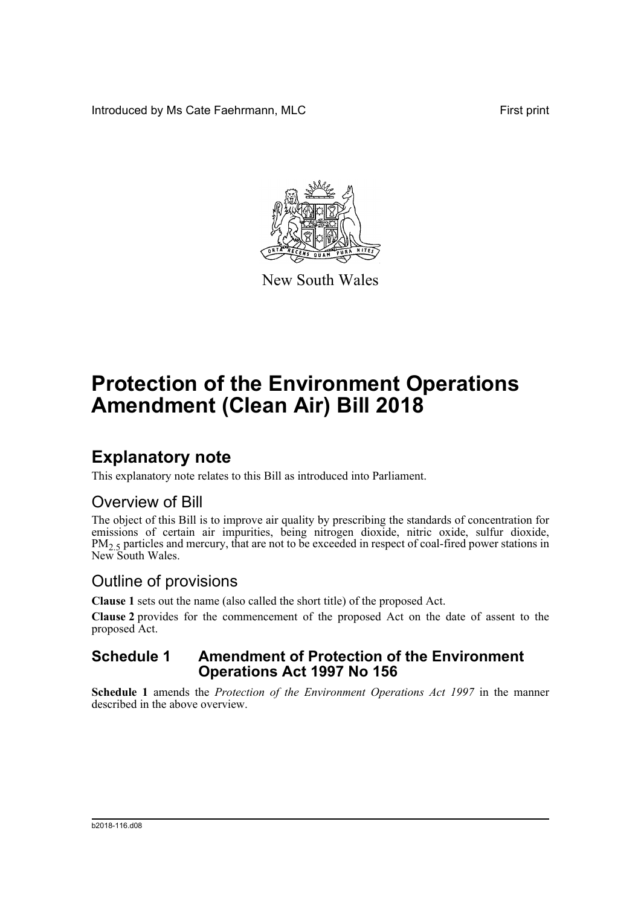Introduced by Ms Cate Faehrmann, MLC First print

New South Wales

# Protection of the Environment Operations Amendment (Clean Air) Bill 2018

## Explanatory note

This explanatory note relates to this Bill as introduced into Parliament.

### Overview of Bill

The object of this Bill is to improve air quality by prescribing the standards of concentration for emissions of certain air impurities, being nitrogen dioxide, nitric oxide, sulfur dioxide, $PM_{2.5}$ particles and mercury, that are not to be exceeded in respect of coal-fired power stations in New South Wales.

### Outline of provisions

**Clause 1** sets out the name (also called the short title) of the proposed Act.

**Clause 2** provides for the commencement of the proposed Act on the date of assent to the proposed Act.

### Schedule 1 Amendment of Protection of the Environment Operations Act 1997 No 156

**Schedule 1** amends the *Protection of the Environment Operations Act 1997* in the manner described in the above overview.

b2018-116.d08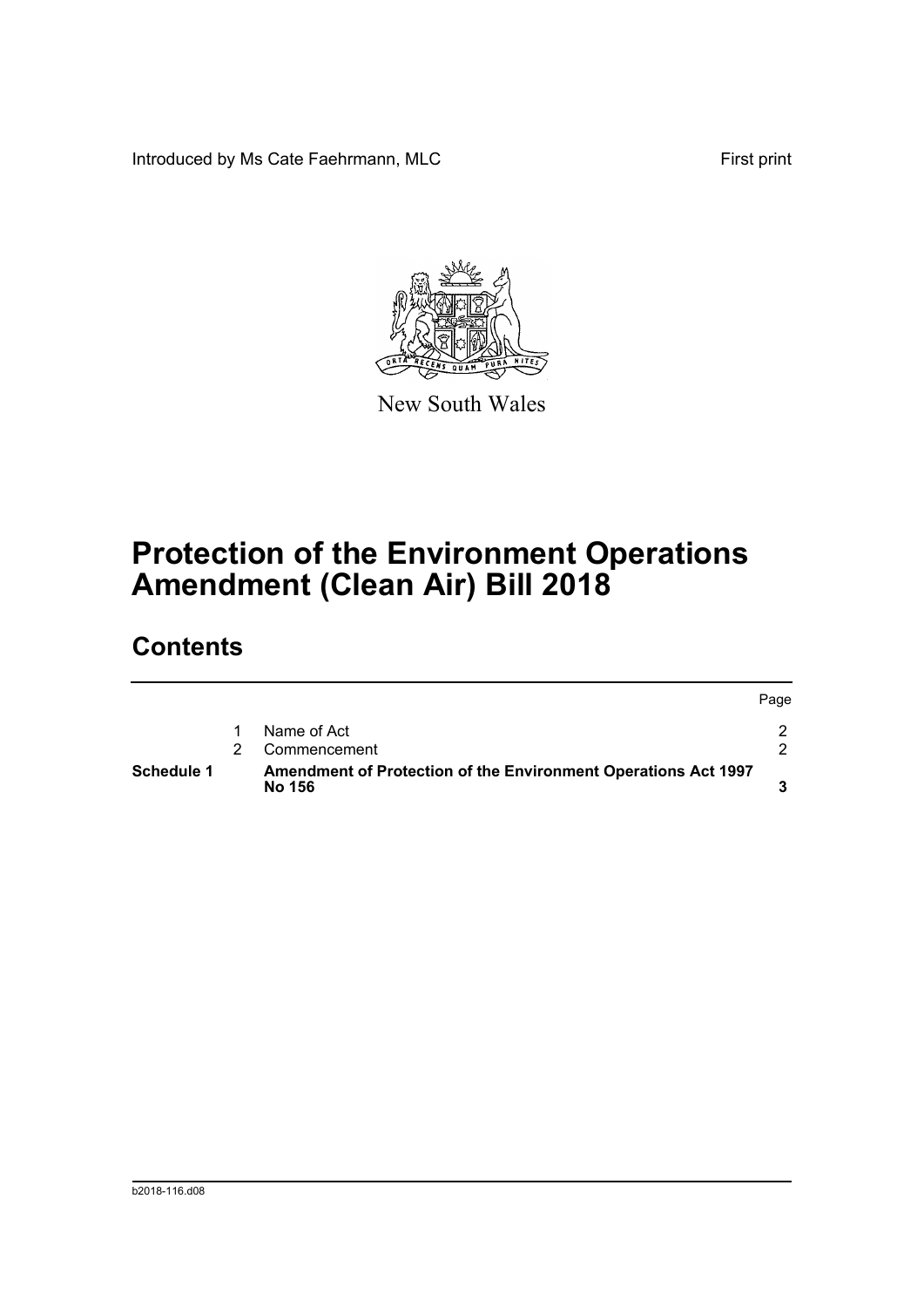Introduced by Ms Cate Faehrmann, MLC

First print

New South Wales

# Protection of the Environment Operations Amendment (Clean Air) Bill 2018

## Contents

| | | | Page |
|---|---|---|---|
| | 1 | Name of Act | 2 |
| | 2 | Commencement | 2 |
| **Schedule 1** | | **Amendment of Protection of the Environment Operations Act 1997 No 156** | **3** |

b2018-116.d08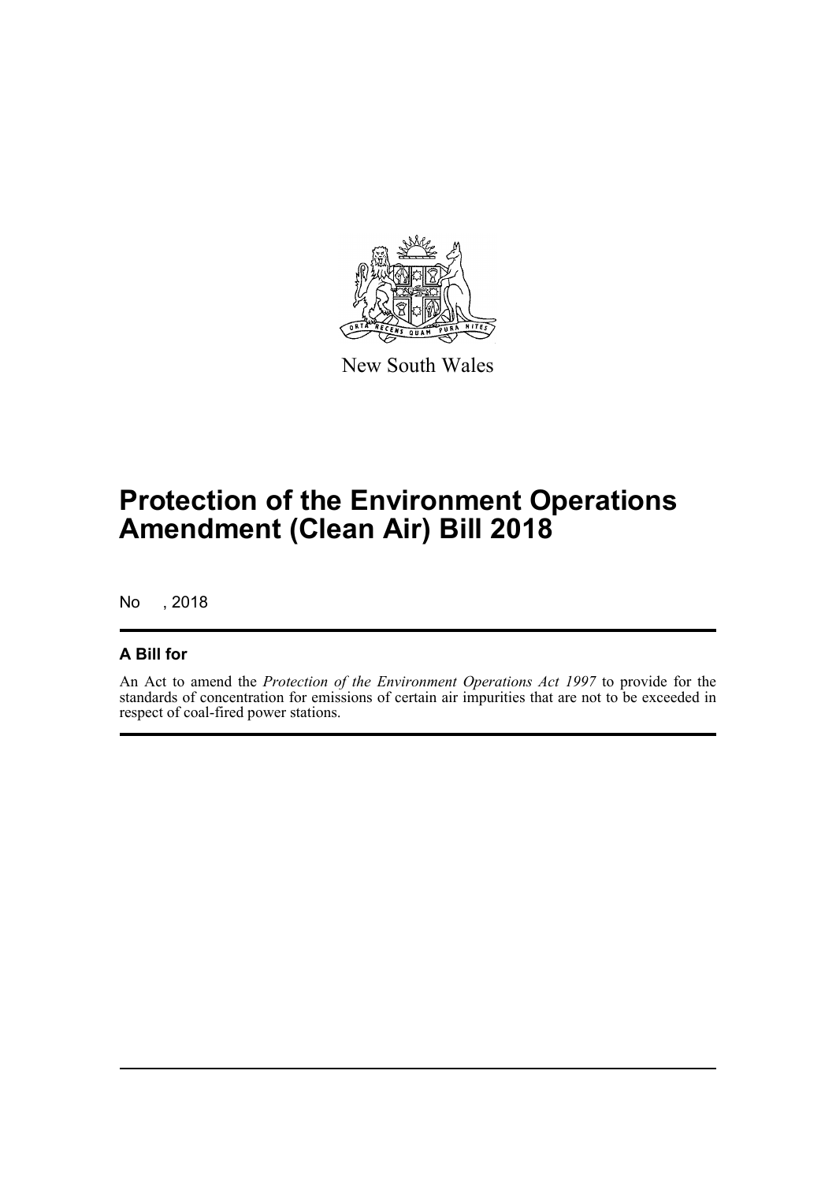New South Wales

# Protection of the Environment Operations Amendment (Clean Air) Bill 2018

No , 2018

## A Bill for

An Act to amend the *Protection of the Environment Operations Act 1997* to provide for the standards of concentration for emissions of certain air impurities that are not to be exceeded in respect of coal-fired power stations.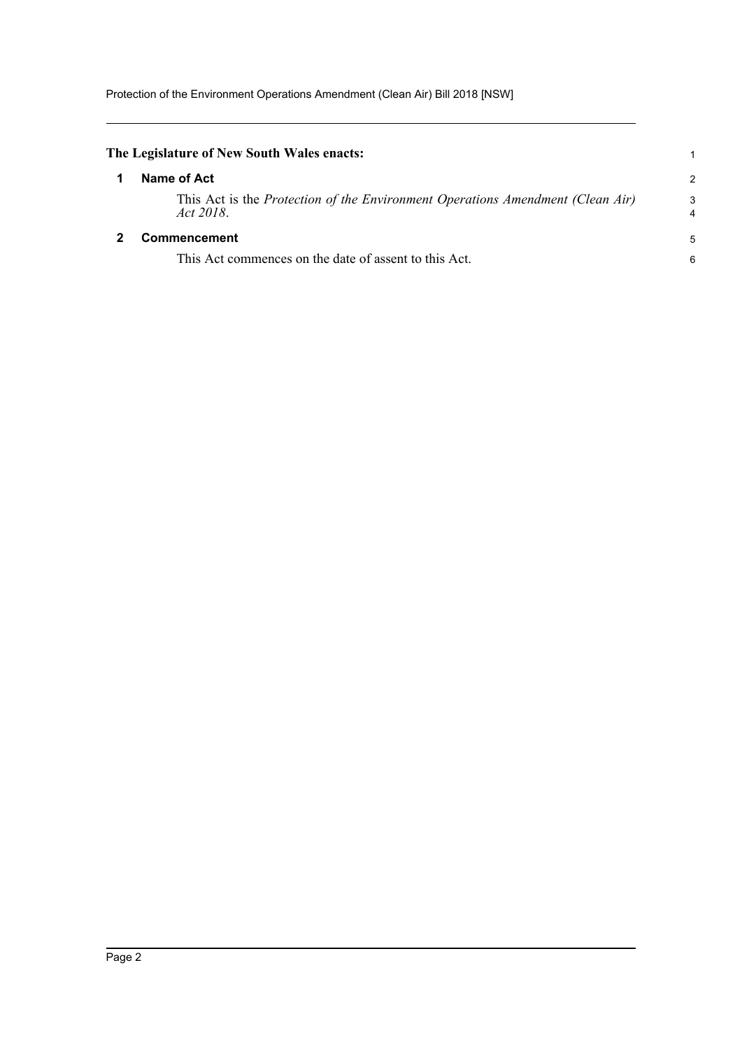**The Legislature of New South Wales enacts:**

## 1 Name of Act

This Act is the *Protection of the Environment Operations Amendment (Clean Air) Act 2018*.

## 2 Commencement

This Act commences on the date of assent to this Act.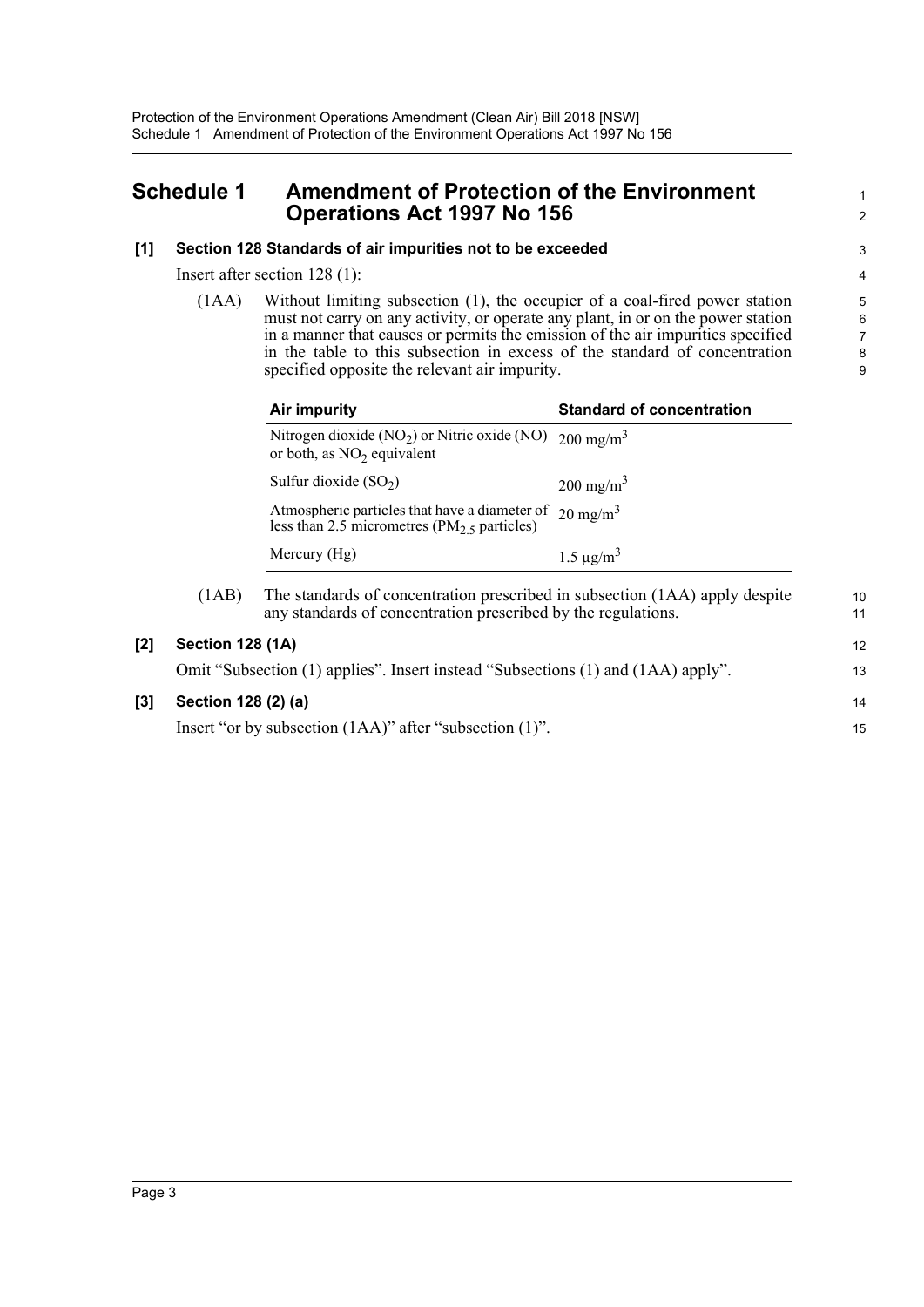# Schedule 1 Amendment of Protection of the Environment Operations Act 1997 No 156

**[1] Section 128 Standards of air impurities not to be exceeded**

Insert after section 128 (1):

(1AA) Without limiting subsection (1), the occupier of a coal-fired power station must not carry on any activity, or operate any plant, in or on the power station in a manner that causes or permits the emission of the air impurities specified in the table to this subsection in excess of the standard of concentration specified opposite the relevant air impurity.

| Air impurity | Standard of concentration |
|---|---|
| Nitrogen dioxide ($NO_2$) or Nitric oxide (NO) or both, as $NO_2$ equivalent | 200 $mg/m^3$ |
| Sulfur dioxide ($SO_2$) | 200 $mg/m^3$ |
| Atmospheric particles that have a diameter of less than 2.5 micrometres ($PM_{2.5}$ particles) | 20 $mg/m^3$ |
| Mercury (Hg) | 1.5 $\mu g/m^3$ |

(1AB) The standards of concentration prescribed in subsection (1AA) apply despite any standards of concentration prescribed by the regulations.

**[2] Section 128 (1A)**

Omit "Subsection (1) applies". Insert instead "Subsections (1) and (1AA) apply".

**[3] Section 128 (2) (a)**

Insert "or by subsection (1AA)" after "subsection (1)".